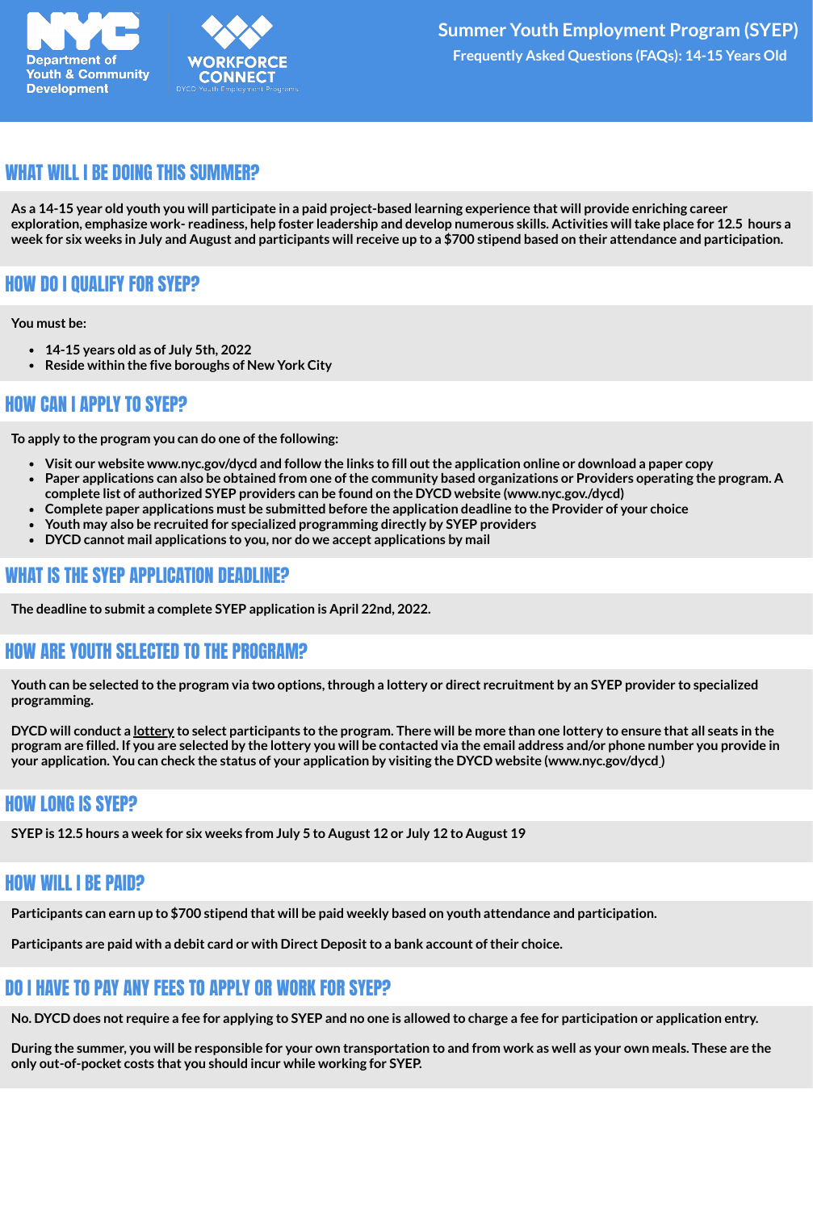Department of Youth & Community Development

WORKFORCE CONNECT
DYCD Youth Employment Programs

# Summer Youth Employment Program (SYEP)

**Frequently Asked Questions (FAQs): 14-15 Years Old**

## WHAT WILL I BE DOING THIS SUMMER?

**As a 14-15 year old youth you will participate in a paid project-based learning experience that will provide enriching career exploration, emphasize work- readiness, help foster leadership and develop numerous skills. Activities will take place for 12.5 hours a week for six weeks in July and August and participants will receive up to a $700 stipend based on their attendance and participation.**

## HOW DO I QUALIFY FOR SYEP?

**You must be:**

- **14-15 years old as of July 5th, 2022**
- **Reside within the five boroughs of New York City**

## HOW CAN I APPLY TO SYEP?

**To apply to the program you can do one of the following:**

- **Visit our website www.nyc.gov/dycd and follow the links to fill out the application online or download a paper copy**
- **Paper applications can also be obtained from one of the community based organizations or Providers operating the program. A complete list of authorized SYEP providers can be found on the DYCD website (www.nyc.gov./dycd)**
- **Complete paper applications must be submitted before the application deadline to the Provider of your choice**
- **Youth may also be recruited for specialized programming directly by SYEP providers**
- **DYCD cannot mail applications to you, nor do we accept applications by mail**

## WHAT IS THE SYEP APPLICATION DEADLINE?

**The deadline to submit a complete SYEP application is April 22nd, 2022.**

## HOW ARE YOUTH SELECTED TO THE PROGRAM?

**Youth can be selected to the program via two options, through a lottery or direct recruitment by an SYEP provider to specialized programming.**

**DYCD will conduct a lottery to select participants to the program. There will be more than one lottery to ensure that all seats in the program are filled. If you are selected by the lottery you will be contacted via the email address and/or phone number you provide in your application. You can check the status of your application by visiting the DYCD website (www.nyc.gov/dycd )**

## HOW LONG IS SYEP?

**SYEP is 12.5 hours a week for six weeks from July 5 to August 12 or July 12 to August 19**

## HOW WILL I BE PAID?

**Participants can earn up to $700 stipend that will be paid weekly based on youth attendance and participation.**

**Participants are paid with a debit card or with Direct Deposit to a bank account of their choice.**

## DO I HAVE TO PAY ANY FEES TO APPLY OR WORK FOR SYEP?

**No. DYCD does not require a fee for applying to SYEP and no one is allowed to charge a fee for participation or application entry.**

**During the summer, you will be responsible for your own transportation to and from work as well as your own meals. These are the only out-of-pocket costs that you should incur while working for SYEP.**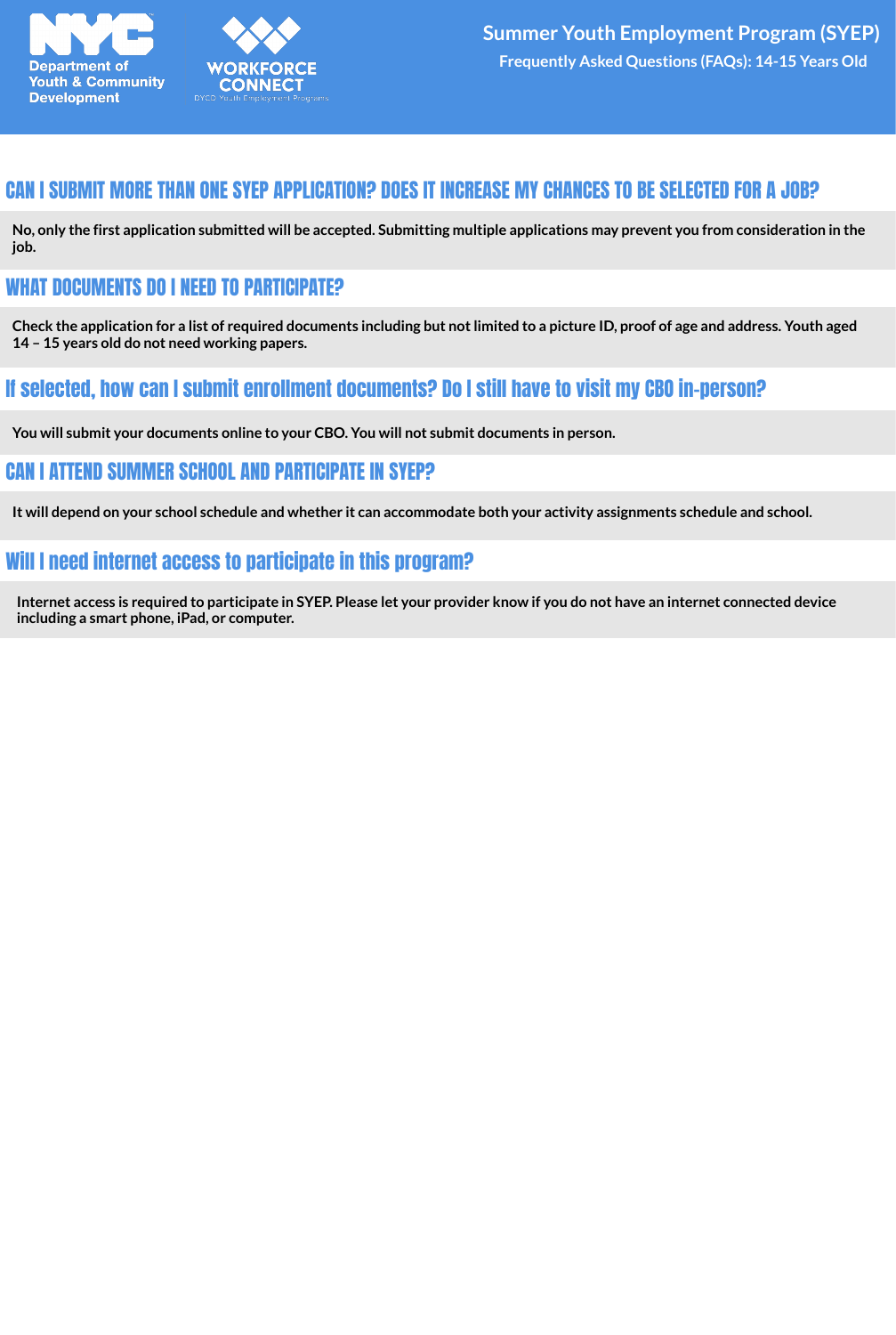## CAN I SUBMIT MORE THAN ONE SYEP APPLICATION? DOES IT INCREASE MY CHANCES TO BE SELECTED FOR A JOB?

**No, only the first application submitted will be accepted. Submitting multiple applications may prevent you from consideration in the job.**

## WHAT DOCUMENTS DO I NEED TO PARTICIPATE?

**Check the application for a list of required documents including but not limited to a picture ID, proof of age and address. Youth aged 14 – 15 years old do not need working papers.**

## If selected, how can I submit enrollment documents? Do I still have to visit my CBO in-person?

**You will submit your documents online to your CBO. You will not submit documents in person.**

## CAN I ATTEND SUMMER SCHOOL AND PARTICIPATE IN SYEP?

**It will depend on your school schedule and whether it can accommodate both your activity assignments schedule and school.**

## Will I need internet access to participate in this program?

**Internet access is required to participate in SYEP. Please let your provider know if you do not have an internet connected device including a smart phone, iPad, or computer.**